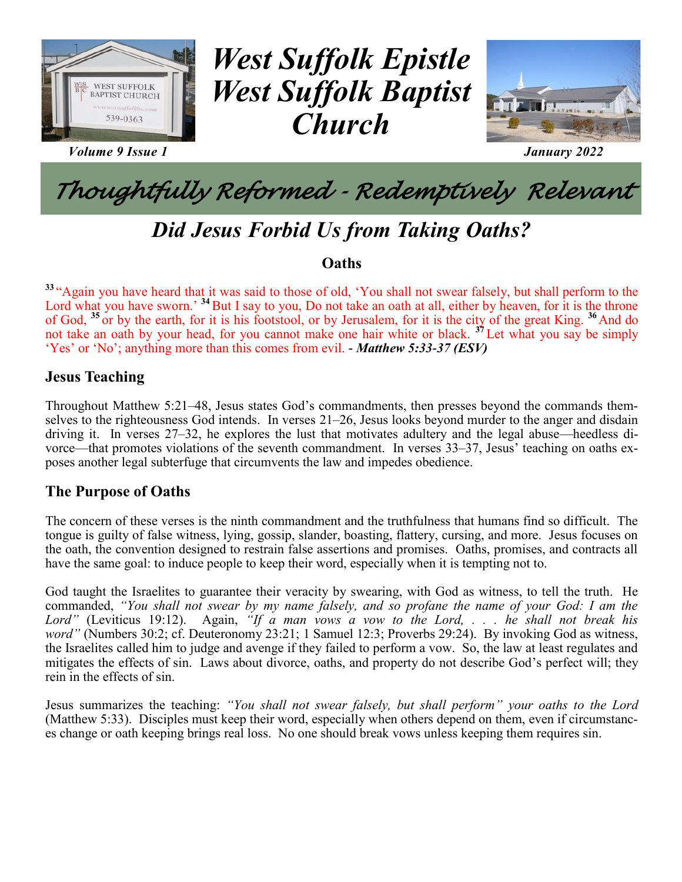# West Suffolk Epistle
# West Suffolk Baptist Church

*Volume 9 Issue 1* *January 2022*

## *Thoughtfully Reformed - Redemptively Relevant*

# *Did Jesus Forbid Us from Taking Oaths?*

### Oaths

[33] "Again you have heard that it was said to those of old, 'You shall not swear falsely, but shall perform to the Lord what you have sworn.' [34] But I say to you, Do not take an oath at all, either by heaven, for it is the throne of God, [35] or by the earth, for it is his footstool, or by Jerusalem, for it is the city of the great King. [36] And do not take an oath by your head, for you cannot make one hair white or black. [37] Let what you say be simply 'Yes' or 'No'; anything more than this comes from evil. ***- Matthew 5:33-37 (ESV)***

## Jesus Teaching

Throughout Matthew 5:21–48, Jesus states God's commandments, then presses beyond the commands themselves to the righteousness God intends. In verses 21–26, Jesus looks beyond murder to the anger and disdain driving it. In verses 27–32, he explores the lust that motivates adultery and the legal abuse—heedless divorce—that promotes violations of the seventh commandment. In verses 33–37, Jesus' teaching on oaths exposes another legal subterfuge that circumvents the law and impedes obedience.

## The Purpose of Oaths

The concern of these verses is the ninth commandment and the truthfulness that humans find so difficult. The tongue is guilty of false witness, lying, gossip, slander, boasting, flattery, cursing, and more. Jesus focuses on the oath, the convention designed to restrain false assertions and promises. Oaths, promises, and contracts all have the same goal: to induce people to keep their word, especially when it is tempting not to.

God taught the Israelites to guarantee their veracity by swearing, with God as witness, to tell the truth. He commanded, *"You shall not swear by my name falsely, and so profane the name of your God: I am the Lord"* (Leviticus 19:12). Again, *"If a man vows a vow to the Lord, . . . he shall not break his word"* (Numbers 30:2; cf. Deuteronomy 23:21; 1 Samuel 12:3; Proverbs 29:24). By invoking God as witness, the Israelites called him to judge and avenge if they failed to perform a vow. So, the law at least regulates and mitigates the effects of sin. Laws about divorce, oaths, and property do not describe God's perfect will; they rein in the effects of sin.

Jesus summarizes the teaching: *"You shall not swear falsely, but shall perform" your oaths to the Lord* (Matthew 5:33). Disciples must keep their word, especially when others depend on them, even if circumstances change or oath keeping brings real loss. No one should break vows unless keeping them requires sin.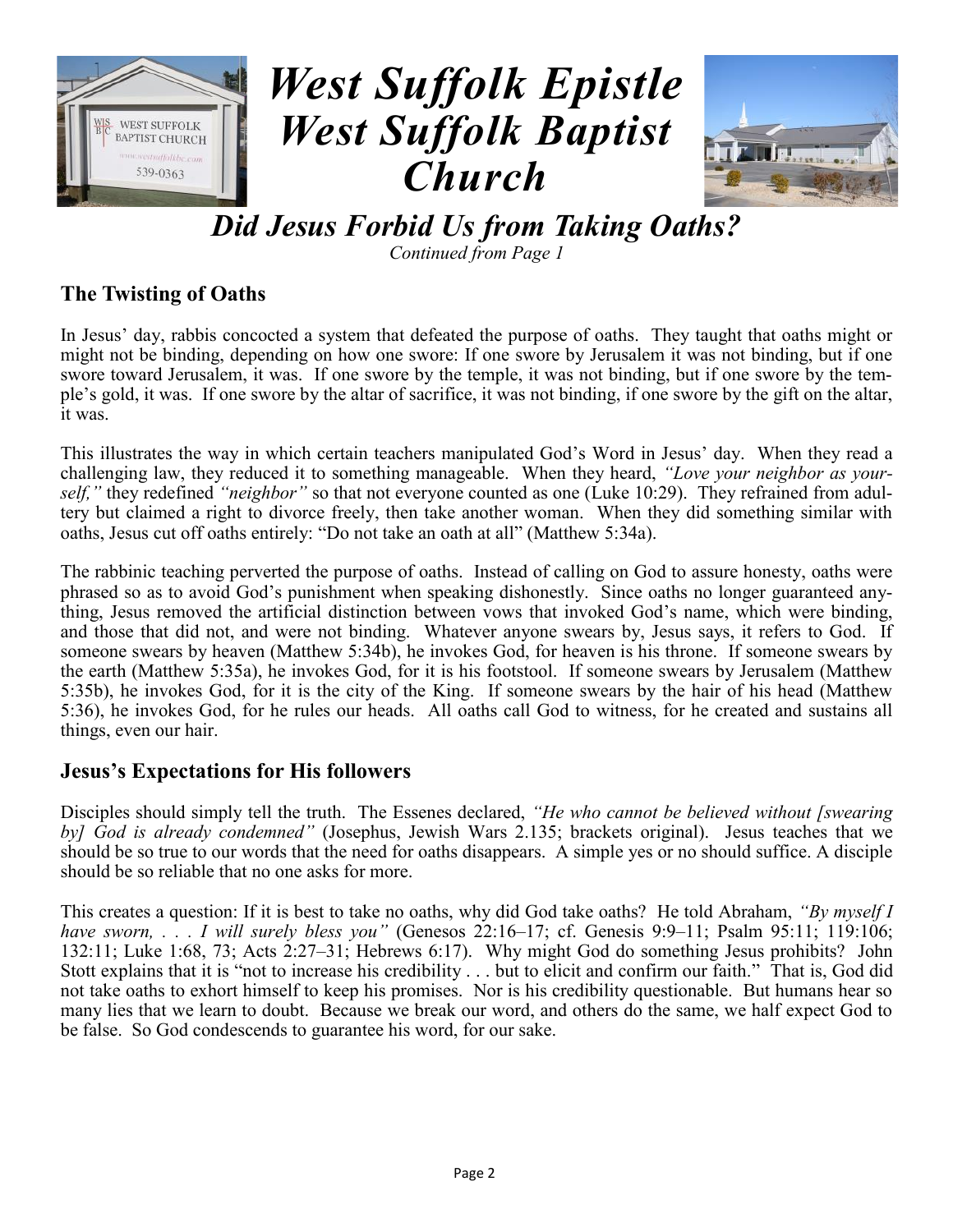# West Suffolk Epistle West Suffolk Baptist Church

## Did Jesus Forbid Us from Taking Oaths?

*Continued from Page 1*

### The Twisting of Oaths

In Jesus' day, rabbis concocted a system that defeated the purpose of oaths. They taught that oaths might or might not be binding, depending on how one swore: If one swore by Jerusalem it was not binding, but if one swore toward Jerusalem, it was. If one swore by the temple, it was not binding, but if one swore by the temple's gold, it was. If one swore by the altar of sacrifice, it was not binding, if one swore by the gift on the altar, it was.

This illustrates the way in which certain teachers manipulated God's Word in Jesus' day. When they read a challenging law, they reduced it to something manageable. When they heard, *"Love your neighbor as yourself,"* they redefined *"neighbor"* so that not everyone counted as one (Luke 10:29). They refrained from adultery but claimed a right to divorce freely, then take another woman. When they did something similar with oaths, Jesus cut off oaths entirely: "Do not take an oath at all" (Matthew 5:34a).

The rabbinic teaching perverted the purpose of oaths. Instead of calling on God to assure honesty, oaths were phrased so as to avoid God's punishment when speaking dishonestly. Since oaths no longer guaranteed anything, Jesus removed the artificial distinction between vows that invoked God's name, which were binding, and those that did not, and were not binding. Whatever anyone swears by, Jesus says, it refers to God. If someone swears by heaven (Matthew 5:34b), he invokes God, for heaven is his throne. If someone swears by the earth (Matthew 5:35a), he invokes God, for it is his footstool. If someone swears by Jerusalem (Matthew 5:35b), he invokes God, for it is the city of the King. If someone swears by the hair of his head (Matthew 5:36), he invokes God, for he rules our heads. All oaths call God to witness, for he created and sustains all things, even our hair.

### Jesus's Expectations for His followers

Disciples should simply tell the truth. The Essenes declared, *"He who cannot be believed without [swearing by] God is already condemned"* (Josephus, Jewish Wars 2.135; brackets original). Jesus teaches that we should be so true to our words that the need for oaths disappears. A simple yes or no should suffice. A disciple should be so reliable that no one asks for more.

This creates a question: If it is best to take no oaths, why did God take oaths? He told Abraham, *"By myself I have sworn, . . . I will surely bless you"* (Genesos 22:16–17; cf. Genesis 9:9–11; Psalm 95:11; 119:106; 132:11; Luke 1:68, 73; Acts 2:27–31; Hebrews 6:17). Why might God do something Jesus prohibits? John Stott explains that it is "not to increase his credibility . . . but to elicit and confirm our faith." That is, God did not take oaths to exhort himself to keep his promises. Nor is his credibility questionable. But humans hear so many lies that we learn to doubt. Because we break our word, and others do the same, we half expect God to be false. So God condescends to guarantee his word, for our sake.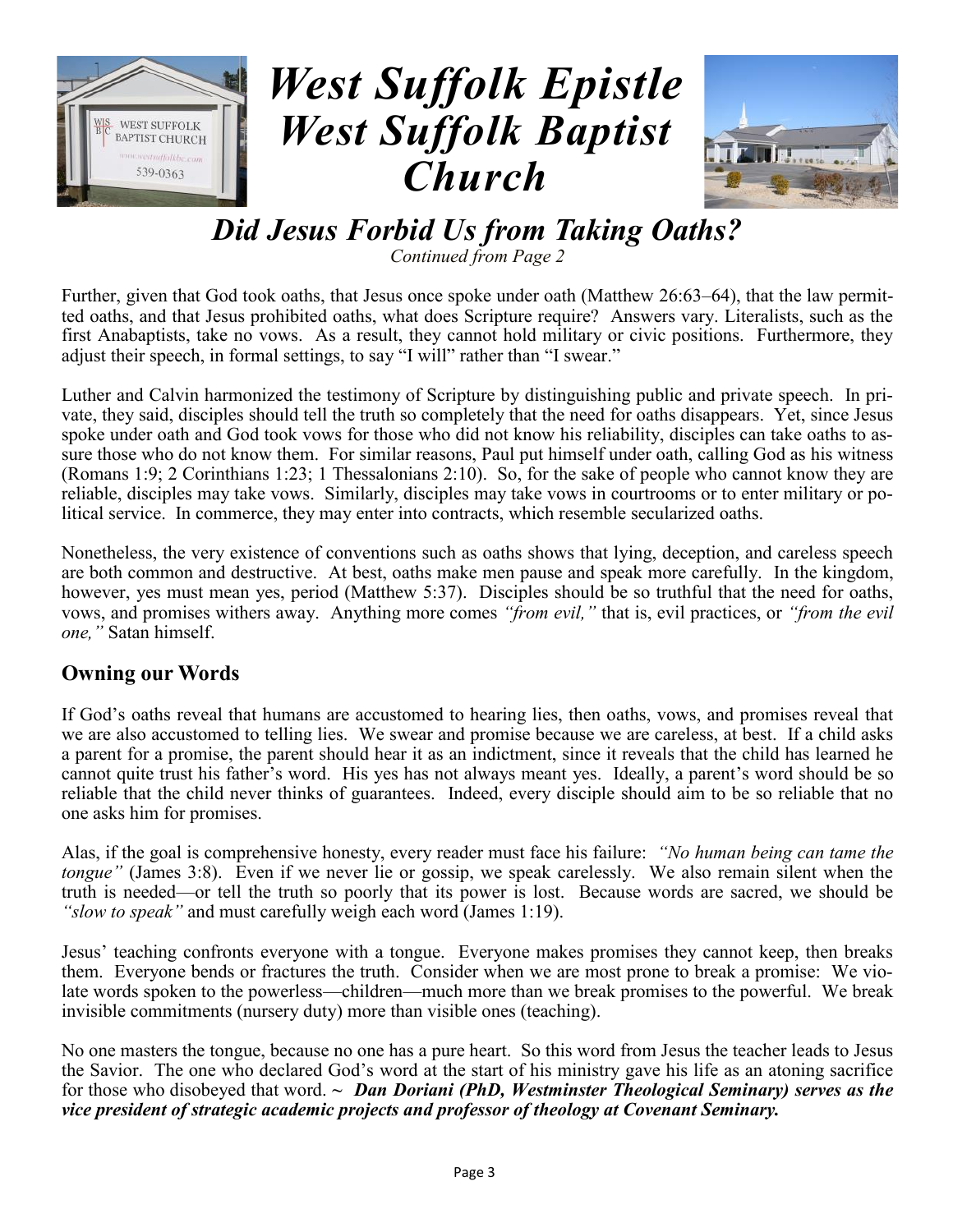# West Suffolk Epistle
# West Suffolk Baptist Church

## *Did Jesus Forbid Us from Taking Oaths?*

*Continued from Page 2*

Further, given that God took oaths, that Jesus once spoke under oath (Matthew 26:63–64), that the law permitted oaths, and that Jesus prohibited oaths, what does Scripture require? Answers vary. Literalists, such as the first Anabaptists, take no vows. As a result, they cannot hold military or civic positions. Furthermore, they adjust their speech, in formal settings, to say "I will" rather than "I swear."

Luther and Calvin harmonized the testimony of Scripture by distinguishing public and private speech. In private, they said, disciples should tell the truth so completely that the need for oaths disappears. Yet, since Jesus spoke under oath and God took vows for those who did not know his reliability, disciples can take oaths to assure those who do not know them. For similar reasons, Paul put himself under oath, calling God as his witness (Romans 1:9; 2 Corinthians 1:23; 1 Thessalonians 2:10). So, for the sake of people who cannot know they are reliable, disciples may take vows. Similarly, disciples may take vows in courtrooms or to enter military or political service. In commerce, they may enter into contracts, which resemble secularized oaths.

Nonetheless, the very existence of conventions such as oaths shows that lying, deception, and careless speech are both common and destructive. At best, oaths make men pause and speak more carefully. In the kingdom, however, yes must mean yes, period (Matthew 5:37). Disciples should be so truthful that the need for oaths, vows, and promises withers away. Anything more comes *"from evil,"* that is, evil practices, or *"from the evil one,"* Satan himself.

### Owning our Words

If God's oaths reveal that humans are accustomed to hearing lies, then oaths, vows, and promises reveal that we are also accustomed to telling lies. We swear and promise because we are careless, at best. If a child asks a parent for a promise, the parent should hear it as an indictment, since it reveals that the child has learned he cannot quite trust his father's word. His yes has not always meant yes. Ideally, a parent's word should be so reliable that the child never thinks of guarantees. Indeed, every disciple should aim to be so reliable that no one asks him for promises.

Alas, if the goal is comprehensive honesty, every reader must face his failure: *"No human being can tame the tongue"* (James 3:8). Even if we never lie or gossip, we speak carelessly. We also remain silent when the truth is needed—or tell the truth so poorly that its power is lost. Because words are sacred, we should be *"slow to speak"* and must carefully weigh each word (James 1:19).

Jesus' teaching confronts everyone with a tongue. Everyone makes promises they cannot keep, then breaks them. Everyone bends or fractures the truth. Consider when we are most prone to break a promise: We violate words spoken to the powerless—children—much more than we break promises to the powerful. We break invisible commitments (nursery duty) more than visible ones (teaching).

No one masters the tongue, because no one has a pure heart. So this word from Jesus the teacher leads to Jesus the Savior. The one who declared God's word at the start of his ministry gave his life as an atoning sacrifice for those who disobeyed that word. ~ ***Dan Doriani (PhD, Westminster Theological Seminary) serves as the vice president of strategic academic projects and professor of theology at Covenant Seminary.***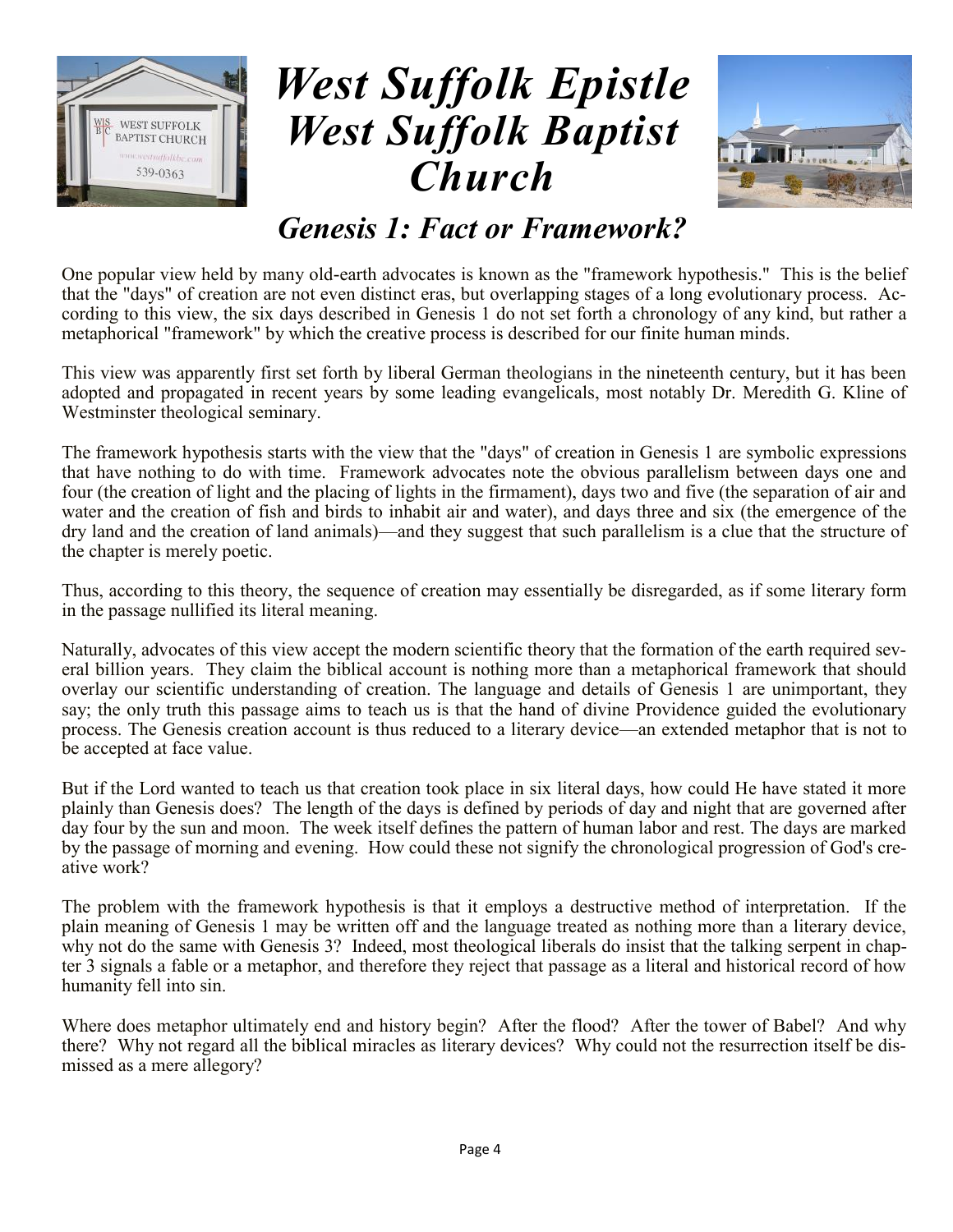# *West Suffolk Epistle West Suffolk Baptist Church*

## *Genesis 1: Fact or Framework?*

One popular view held by many old-earth advocates is known as the "framework hypothesis." This is the belief that the "days" of creation are not even distinct eras, but overlapping stages of a long evolutionary process. According to this view, the six days described in Genesis 1 do not set forth a chronology of any kind, but rather a metaphorical "framework" by which the creative process is described for our finite human minds.

This view was apparently first set forth by liberal German theologians in the nineteenth century, but it has been adopted and propagated in recent years by some leading evangelicals, most notably Dr. Meredith G. Kline of Westminster theological seminary.

The framework hypothesis starts with the view that the "days" of creation in Genesis 1 are symbolic expressions that have nothing to do with time. Framework advocates note the obvious parallelism between days one and four (the creation of light and the placing of lights in the firmament), days two and five (the separation of air and water and the creation of fish and birds to inhabit air and water), and days three and six (the emergence of the dry land and the creation of land animals)—and they suggest that such parallelism is a clue that the structure of the chapter is merely poetic.

Thus, according to this theory, the sequence of creation may essentially be disregarded, as if some literary form in the passage nullified its literal meaning.

Naturally, advocates of this view accept the modern scientific theory that the formation of the earth required several billion years. They claim the biblical account is nothing more than a metaphorical framework that should overlay our scientific understanding of creation. The language and details of Genesis 1 are unimportant, they say; the only truth this passage aims to teach us is that the hand of divine Providence guided the evolutionary process. The Genesis creation account is thus reduced to a literary device—an extended metaphor that is not to be accepted at face value.

But if the Lord wanted to teach us that creation took place in six literal days, how could He have stated it more plainly than Genesis does? The length of the days is defined by periods of day and night that are governed after day four by the sun and moon. The week itself defines the pattern of human labor and rest. The days are marked by the passage of morning and evening. How could these not signify the chronological progression of God's creative work?

The problem with the framework hypothesis is that it employs a destructive method of interpretation. If the plain meaning of Genesis 1 may be written off and the language treated as nothing more than a literary device, why not do the same with Genesis 3? Indeed, most theological liberals do insist that the talking serpent in chapter 3 signals a fable or a metaphor, and therefore they reject that passage as a literal and historical record of how humanity fell into sin.

Where does metaphor ultimately end and history begin? After the flood? After the tower of Babel? And why there? Why not regard all the biblical miracles as literary devices? Why could not the resurrection itself be dismissed as a mere allegory?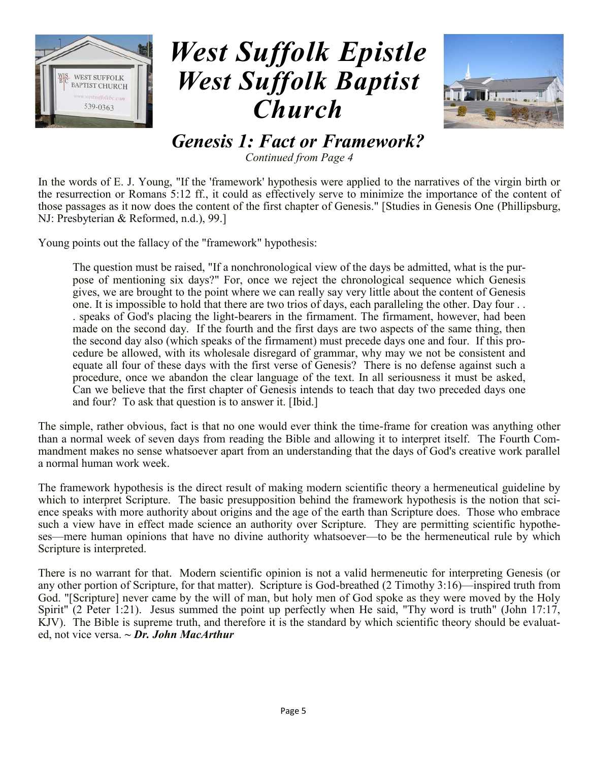# West Suffolk Epistle West Suffolk Baptist Church

## Genesis 1: Fact or Framework?

*Continued from Page 4*

In the words of E. J. Young, "If the 'framework' hypothesis were applied to the narratives of the virgin birth or the resurrection or Romans 5:12 ff., it could as effectively serve to minimize the importance of the content of those passages as it now does the content of the first chapter of Genesis." [Studies in Genesis One (Phillipsburg, NJ: Presbyterian & Reformed, n.d.), 99.]

Young points out the fallacy of the "framework" hypothesis:

> The question must be raised, "If a nonchronological view of the days be admitted, what is the purpose of mentioning six days?" For, once we reject the chronological sequence which Genesis gives, we are brought to the point where we can really say very little about the content of Genesis one. It is impossible to hold that there are two trios of days, each paralleling the other. Day four . . . speaks of God's placing the light-bearers in the firmament. The firmament, however, had been made on the second day. If the fourth and the first days are two aspects of the same thing, then the second day also (which speaks of the firmament) must precede days one and four. If this procedure be allowed, with its wholesale disregard of grammar, why may we not be consistent and equate all four of these days with the first verse of Genesis? There is no defense against such a procedure, once we abandon the clear language of the text. In all seriousness it must be asked, Can we believe that the first chapter of Genesis intends to teach that day two preceded days one and four? To ask that question is to answer it. [Ibid.]

The simple, rather obvious, fact is that no one would ever think the time-frame for creation was anything other than a normal week of seven days from reading the Bible and allowing it to interpret itself. The Fourth Commandment makes no sense whatsoever apart from an understanding that the days of God's creative work parallel a normal human work week.

The framework hypothesis is the direct result of making modern scientific theory a hermeneutical guideline by which to interpret Scripture. The basic presupposition behind the framework hypothesis is the notion that science speaks with more authority about origins and the age of the earth than Scripture does. Those who embrace such a view have in effect made science an authority over Scripture. They are permitting scientific hypotheses—mere human opinions that have no divine authority whatsoever—to be the hermeneutical rule by which Scripture is interpreted.

There is no warrant for that. Modern scientific opinion is not a valid hermeneutic for interpreting Genesis (or any other portion of Scripture, for that matter). Scripture is God-breathed (2 Timothy 3:16)—inspired truth from God. "[Scripture] never came by the will of man, but holy men of God spoke as they were moved by the Holy Spirit" (2 Peter 1:21). Jesus summed the point up perfectly when He said, "Thy word is truth" (John 17:17, KJV). The Bible is supreme truth, and therefore it is the standard by which scientific theory should be evaluated, not vice versa. **~ *Dr. John MacArthur***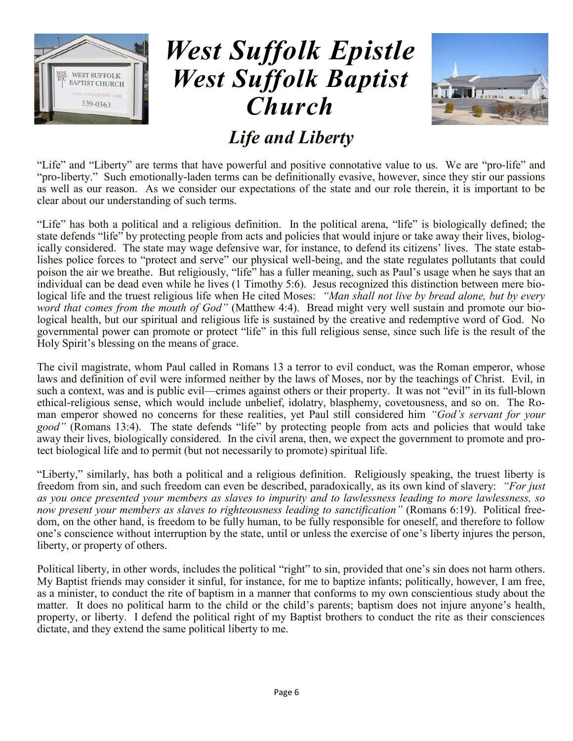# West Suffolk Epistle
# West Suffolk Baptist Church

## *Life and Liberty*

"Life" and "Liberty" are terms that have powerful and positive connotative value to us. We are "pro-life" and "pro-liberty." Such emotionally-laden terms can be definitionally evasive, however, since they stir our passions as well as our reason. As we consider our expectations of the state and our role therein, it is important to be clear about our understanding of such terms.

"Life" has both a political and a religious definition. In the political arena, "life" is biologically defined; the state defends "life" by protecting people from acts and policies that would injure or take away their lives, biologically considered. The state may wage defensive war, for instance, to defend its citizens' lives. The state establishes police forces to "protect and serve" our physical well-being, and the state regulates pollutants that could poison the air we breathe. But religiously, "life" has a fuller meaning, such as Paul's usage when he says that an individual can be dead even while he lives (1 Timothy 5:6). Jesus recognized this distinction between mere biological life and the truest religious life when He cited Moses: *"Man shall not live by bread alone, but by every word that comes from the mouth of God"* (Matthew 4:4). Bread might very well sustain and promote our biological health, but our spiritual and religious life is sustained by the creative and redemptive word of God. No governmental power can promote or protect "life" in this full religious sense, since such life is the result of the Holy Spirit's blessing on the means of grace.

The civil magistrate, whom Paul called in Romans 13 a terror to evil conduct, was the Roman emperor, whose laws and definition of evil were informed neither by the laws of Moses, nor by the teachings of Christ. Evil, in such a context, was and is public evil—crimes against others or their property. It was not "evil" in its full-blown ethical-religious sense, which would include unbelief, idolatry, blasphemy, covetousness, and so on. The Roman emperor showed no concerns for these realities, yet Paul still considered him *"God's servant for your good"* (Romans 13:4). The state defends "life" by protecting people from acts and policies that would take away their lives, biologically considered. In the civil arena, then, we expect the government to promote and protect biological life and to permit (but not necessarily to promote) spiritual life.

"Liberty," similarly, has both a political and a religious definition. Religiously speaking, the truest liberty is freedom from sin, and such freedom can even be described, paradoxically, as its own kind of slavery: *"For just as you once presented your members as slaves to impurity and to lawlessness leading to more lawlessness, so now present your members as slaves to righteousness leading to sanctification"* (Romans 6:19). Political freedom, on the other hand, is freedom to be fully human, to be fully responsible for oneself, and therefore to follow one's conscience without interruption by the state, until or unless the exercise of one's liberty injures the person, liberty, or property of others.

Political liberty, in other words, includes the political "right" to sin, provided that one's sin does not harm others. My Baptist friends may consider it sinful, for instance, for me to baptize infants; politically, however, I am free, as a minister, to conduct the rite of baptism in a manner that conforms to my own conscientious study about the matter. It does no political harm to the child or the child's parents; baptism does not injure anyone's health, property, or liberty. I defend the political right of my Baptist brothers to conduct the rite as their consciences dictate, and they extend the same political liberty to me.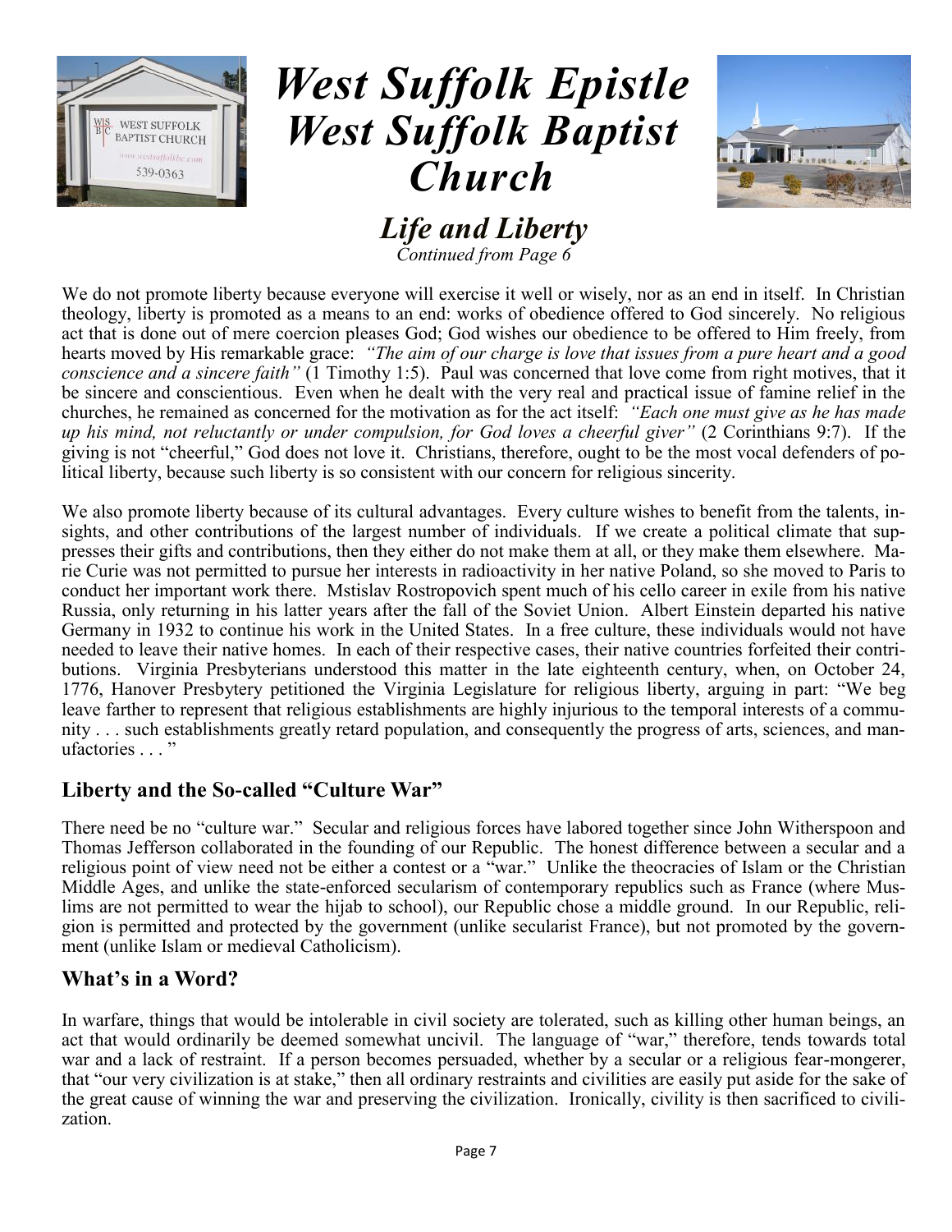# West Suffolk Epistle West Suffolk Baptist Church

## Life and Liberty

*Continued from Page 6*

We do not promote liberty because everyone will exercise it well or wisely, nor as an end in itself. In Christian theology, liberty is promoted as a means to an end: works of obedience offered to God sincerely. No religious act that is done out of mere coercion pleases God; God wishes our obedience to be offered to Him freely, from hearts moved by His remarkable grace: *"The aim of our charge is love that issues from a pure heart and a good conscience and a sincere faith"* (1 Timothy 1:5). Paul was concerned that love come from right motives, that it be sincere and conscientious. Even when he dealt with the very real and practical issue of famine relief in the churches, he remained as concerned for the motivation as for the act itself: *"Each one must give as he has made up his mind, not reluctantly or under compulsion, for God loves a cheerful giver"* (2 Corinthians 9:7). If the giving is not "cheerful," God does not love it. Christians, therefore, ought to be the most vocal defenders of political liberty, because such liberty is so consistent with our concern for religious sincerity.

We also promote liberty because of its cultural advantages. Every culture wishes to benefit from the talents, insights, and other contributions of the largest number of individuals. If we create a political climate that suppresses their gifts and contributions, then they either do not make them at all, or they make them elsewhere. Marie Curie was not permitted to pursue her interests in radioactivity in her native Poland, so she moved to Paris to conduct her important work there. Mstislav Rostropovich spent much of his cello career in exile from his native Russia, only returning in his latter years after the fall of the Soviet Union. Albert Einstein departed his native Germany in 1932 to continue his work in the United States. In a free culture, these individuals would not have needed to leave their native homes. In each of their respective cases, their native countries forfeited their contributions. Virginia Presbyterians understood this matter in the late eighteenth century, when, on October 24, 1776, Hanover Presbytery petitioned the Virginia Legislature for religious liberty, arguing in part: "We beg leave farther to represent that religious establishments are highly injurious to the temporal interests of a community . . . such establishments greatly retard population, and consequently the progress of arts, sciences, and manufactories . . . "

### Liberty and the So-called "Culture War"

There need be no "culture war." Secular and religious forces have labored together since John Witherspoon and Thomas Jefferson collaborated in the founding of our Republic. The honest difference between a secular and a religious point of view need not be either a contest or a "war." Unlike the theocracies of Islam or the Christian Middle Ages, and unlike the state-enforced secularism of contemporary republics such as France (where Muslims are not permitted to wear the hijab to school), our Republic chose a middle ground. In our Republic, religion is permitted and protected by the government (unlike secularist France), but not promoted by the government (unlike Islam or medieval Catholicism).

### What's in a Word?

In warfare, things that would be intolerable in civil society are tolerated, such as killing other human beings, an act that would ordinarily be deemed somewhat uncivil. The language of "war," therefore, tends towards total war and a lack of restraint. If a person becomes persuaded, whether by a secular or a religious fear-mongerer, that "our very civilization is at stake," then all ordinary restraints and civilities are easily put aside for the sake of the great cause of winning the war and preserving the civilization. Ironically, civility is then sacrificed to civilization.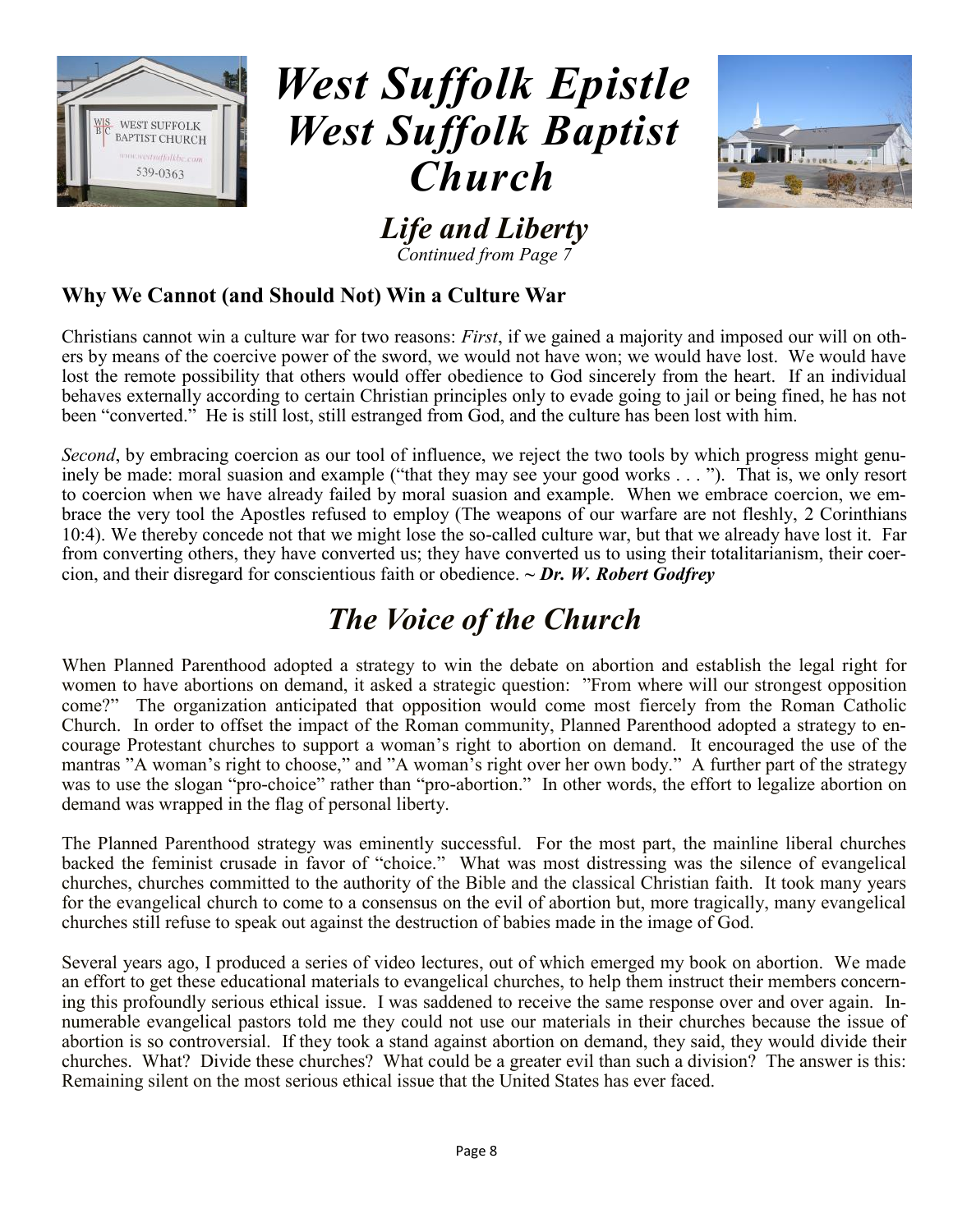# West Suffolk Epistle
# West Suffolk Baptist Church

## *Life and Liberty*

*Continued from Page 7*

### Why We Cannot (and Should Not) Win a Culture War

Christians cannot win a culture war for two reasons: *First*, if we gained a majority and imposed our will on others by means of the coercive power of the sword, we would not have won; we would have lost. We would have lost the remote possibility that others would offer obedience to God sincerely from the heart. If an individual behaves externally according to certain Christian principles only to evade going to jail or being fined, he has not been "converted." He is still lost, still estranged from God, and the culture has been lost with him.

*Second*, by embracing coercion as our tool of influence, we reject the two tools by which progress might genuinely be made: moral suasion and example ("that they may see your good works . . . "). That is, we only resort to coercion when we have already failed by moral suasion and example. When we embrace coercion, we embrace the very tool the Apostles refused to employ (The weapons of our warfare are not fleshly, 2 Corinthians 10:4). We thereby concede not that we might lose the so-called culture war, but that we already have lost it. Far from converting others, they have converted us; they have converted us to using their totalitarianism, their coercion, and their disregard for conscientious faith or obedience. **~ *Dr. W. Robert Godfrey***

## *The Voice of the Church*

When Planned Parenthood adopted a strategy to win the debate on abortion and establish the legal right for women to have abortions on demand, it asked a strategic question: "From where will our strongest opposition come?" The organization anticipated that opposition would come most fiercely from the Roman Catholic Church. In order to offset the impact of the Roman community, Planned Parenthood adopted a strategy to encourage Protestant churches to support a woman's right to abortion on demand. It encouraged the use of the mantras "A woman's right to choose," and "A woman's right over her own body." A further part of the strategy was to use the slogan "pro-choice" rather than "pro-abortion." In other words, the effort to legalize abortion on demand was wrapped in the flag of personal liberty.

The Planned Parenthood strategy was eminently successful. For the most part, the mainline liberal churches backed the feminist crusade in favor of "choice." What was most distressing was the silence of evangelical churches, churches committed to the authority of the Bible and the classical Christian faith. It took many years for the evangelical church to come to a consensus on the evil of abortion but, more tragically, many evangelical churches still refuse to speak out against the destruction of babies made in the image of God.

Several years ago, I produced a series of video lectures, out of which emerged my book on abortion. We made an effort to get these educational materials to evangelical churches, to help them instruct their members concerning this profoundly serious ethical issue. I was saddened to receive the same response over and over again. Innumerable evangelical pastors told me they could not use our materials in their churches because the issue of abortion is so controversial. If they took a stand against abortion on demand, they said, they would divide their churches. What? Divide these churches? What could be a greater evil than such a division? The answer is this: Remaining silent on the most serious ethical issue that the United States has ever faced.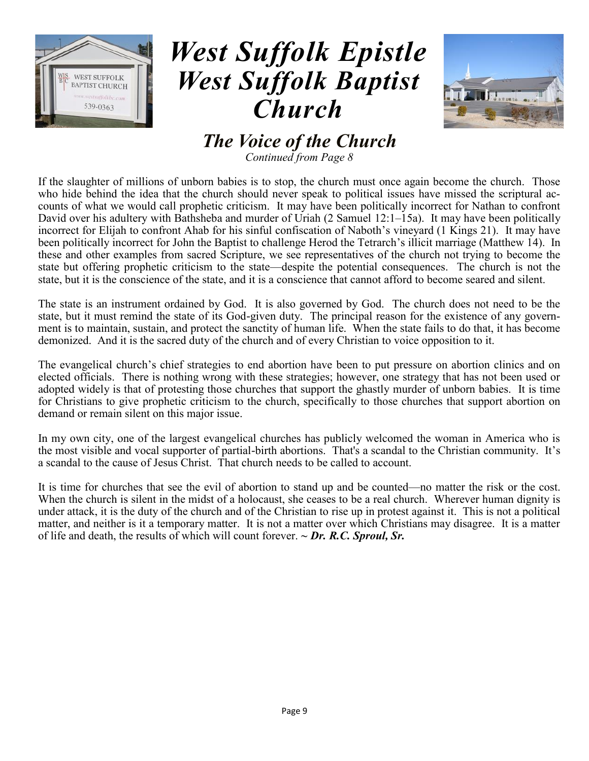# West Suffolk Epistle West Suffolk Baptist Church

## The Voice of the Church

*Continued from Page 8*

If the slaughter of millions of unborn babies is to stop, the church must once again become the church. Those who hide behind the idea that the church should never speak to political issues have missed the scriptural accounts of what we would call prophetic criticism. It may have been politically incorrect for Nathan to confront David over his adultery with Bathsheba and murder of Uriah (2 Samuel 12:1–15a). It may have been politically incorrect for Elijah to confront Ahab for his sinful confiscation of Naboth's vineyard (1 Kings 21). It may have been politically incorrect for John the Baptist to challenge Herod the Tetrarch's illicit marriage (Matthew 14). In these and other examples from sacred Scripture, we see representatives of the church not trying to become the state but offering prophetic criticism to the state—despite the potential consequences. The church is not the state, but it is the conscience of the state, and it is a conscience that cannot afford to become seared and silent.

The state is an instrument ordained by God. It is also governed by God. The church does not need to be the state, but it must remind the state of its God-given duty. The principal reason for the existence of any government is to maintain, sustain, and protect the sanctity of human life. When the state fails to do that, it has become demonized. And it is the sacred duty of the church and of every Christian to voice opposition to it.

The evangelical church's chief strategies to end abortion have been to put pressure on abortion clinics and on elected officials. There is nothing wrong with these strategies; however, one strategy that has not been used or adopted widely is that of protesting those churches that support the ghastly murder of unborn babies. It is time for Christians to give prophetic criticism to the church, specifically to those churches that support abortion on demand or remain silent on this major issue.

In my own city, one of the largest evangelical churches has publicly welcomed the woman in America who is the most visible and vocal supporter of partial-birth abortions. That's a scandal to the Christian community. It's a scandal to the cause of Jesus Christ. That church needs to be called to account.

It is time for churches that see the evil of abortion to stand up and be counted—no matter the risk or the cost. When the church is silent in the midst of a holocaust, she ceases to be a real church. Wherever human dignity is under attack, it is the duty of the church and of the Christian to rise up in protest against it. This is not a political matter, and neither is it a temporary matter. It is not a matter over which Christians may disagree. It is a matter of life and death, the results of which will count forever. ~ ***Dr. R.C. Sproul, Sr.***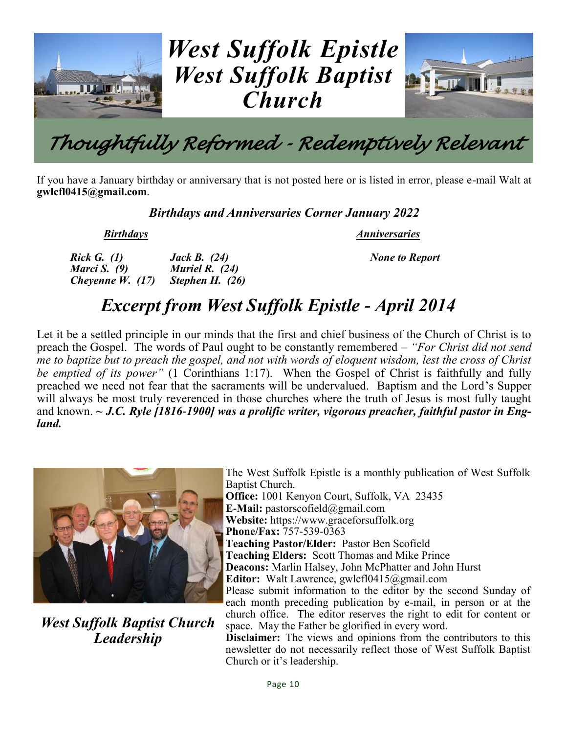# West Suffolk Epistle
# West Suffolk Baptist Church

## *Thoughtfully Reformed - Redemptively Relevant*

If you have a January birthday or anniversary that is not posted here or is listed in error, please e-mail Walt at **gwlcfl0415@gmail.com**.

### *Birthdays and Anniversaries Corner January 2022*

***Birthdays***

***Rick G. (1)***
***Marci S. (9)***
***Cheyenne W. (17)***
***Jack B. (24)***
***Muriel R. (24)***
***Stephen H. (26)***

***Anniversaries***

***None to Report***

## *Excerpt from West Suffolk Epistle - April 2014*

Let it be a settled principle in our minds that the first and chief business of the Church of Christ is to preach the Gospel. The words of Paul ought to be constantly remembered – *"For Christ did not send me to baptize but to preach the gospel, and not with words of eloquent wisdom, lest the cross of Christ be emptied of its power"* (1 Corinthians 1:17). When the Gospel of Christ is faithfully and fully preached we need not fear that the sacraments will be undervalued. Baptism and the Lord's Supper will always be most truly reverenced in those churches where the truth of Jesus is most fully taught and known. ~ ***J.C. Ryle [1816-1900] was a prolific writer, vigorous preacher, faithful pastor in England.***

***West Suffolk Baptist Church Leadership***

The West Suffolk Epistle is a monthly publication of West Suffolk Baptist Church.
**Office:** 1001 Kenyon Court, Suffolk, VA 23435
**E-Mail:** pastorscofield@gmail.com
**Website:** https://www.graceforsuffolk.org
**Phone/Fax:** 757-539-0363
**Teaching Pastor/Elder:** Pastor Ben Scofield
**Teaching Elders:** Scott Thomas and Mike Prince
**Deacons:** Marlin Halsey, John McPhatter and John Hurst
**Editor:** Walt Lawrence, gwlcfl0415@gmail.com
Please submit information to the editor by the second Sunday of each month preceding publication by e-mail, in person or at the church office. The editor reserves the right to edit for content or space. May the Father be glorified in every word.
**Disclaimer:** The views and opinions from the contributors to this newsletter do not necessarily reflect those of West Suffolk Baptist Church or it's leadership.